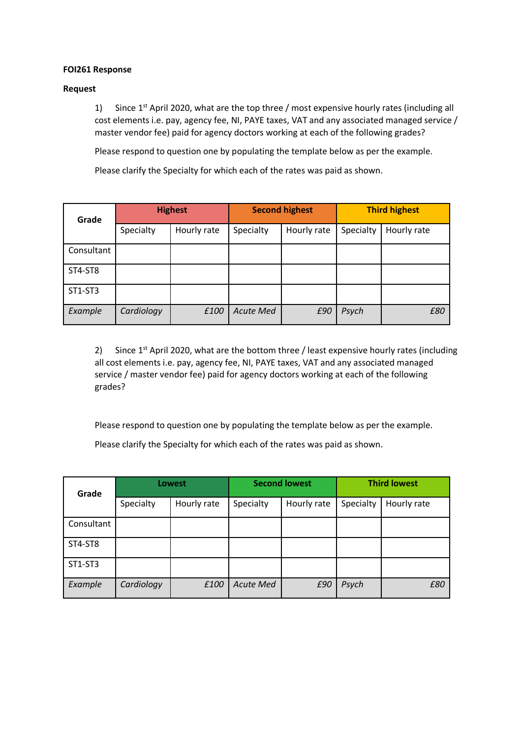**FOI261 Response**

**Request**

1) Since 1st April 2020, what are the top three / most expensive hourly rates (including all cost elements i.e. pay, agency fee, NI, PAYE taxes, VAT and any associated managed service / master vendor fee) paid for agency doctors working at each of the following grades?

Please respond to question one by populating the template below as per the example.

Please clarify the Specialty for which each of the rates was paid as shown.

| Grade | Highest | | Second highest | | Third highest | |
|---|---|---|---|---|---|---|
| | Specialty | Hourly rate | Specialty | Hourly rate | Specialty | Hourly rate |
| Consultant | | | | | | |
| ST4-ST8 | | | | | | |
| ST1-ST3 | | | | | | |
| *Example* | *Cardiology* | *£100* | *Acute Med* | *£90* | *Psych* | *£80* |

2) Since 1st April 2020, what are the bottom three / least expensive hourly rates (including all cost elements i.e. pay, agency fee, NI, PAYE taxes, VAT and any associated managed service / master vendor fee) paid for agency doctors working at each of the following grades?

Please respond to question one by populating the template below as per the example.

Please clarify the Specialty for which each of the rates was paid as shown.

| Grade | Lowest | | Second lowest | | Third lowest | |
|---|---|---|---|---|---|---|
| | Specialty | Hourly rate | Specialty | Hourly rate | Specialty | Hourly rate |
| Consultant | | | | | | |
| ST4-ST8 | | | | | | |
| ST1-ST3 | | | | | | |
| *Example* | *Cardiology* | *£100* | *Acute Med* | *£90* | *Psych* | *£80* |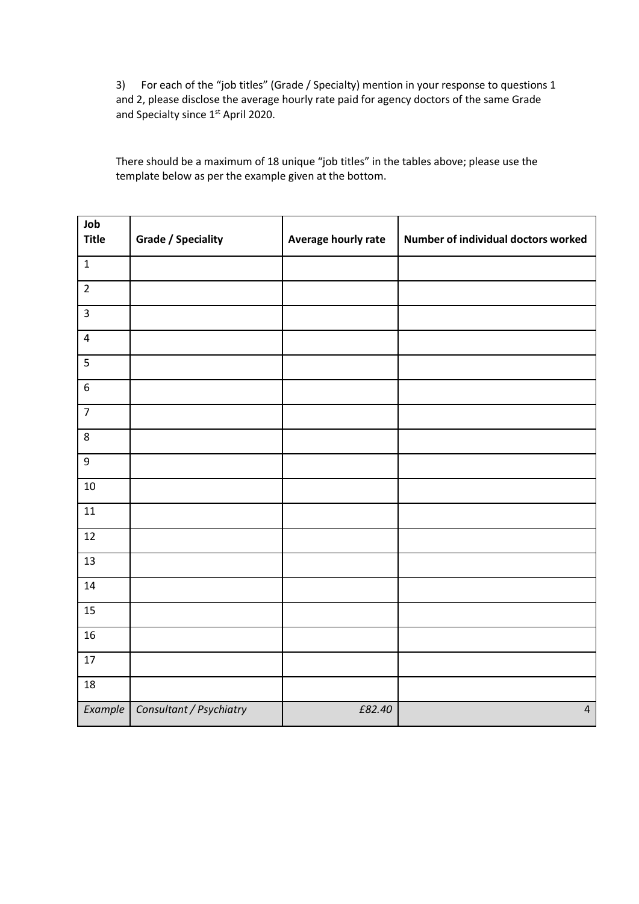3) For each of the "job titles" (Grade / Specialty) mention in your response to questions 1 and 2, please disclose the average hourly rate paid for agency doctors of the same Grade and Specialty since 1st April 2020.

There should be a maximum of 18 unique "job titles" in the tables above; please use the template below as per the example given at the bottom.

| Job Title | Grade / Speciality | Average hourly rate | Number of individual doctors worked |
|---|---|---|---|
| 1 | | | |
| 2 | | | |
| 3 | | | |
| 4 | | | |
| 5 | | | |
| 6 | | | |
| 7 | | | |
| 8 | | | |
| 9 | | | |
| 10 | | | |
| 11 | | | |
| 12 | | | |
| 13 | | | |
| 14 | | | |
| 15 | | | |
| 16 | | | |
| 17 | | | |
| 18 | | | |
| *Example* | *Consultant / Psychiatry* | *£82.40* | 4 |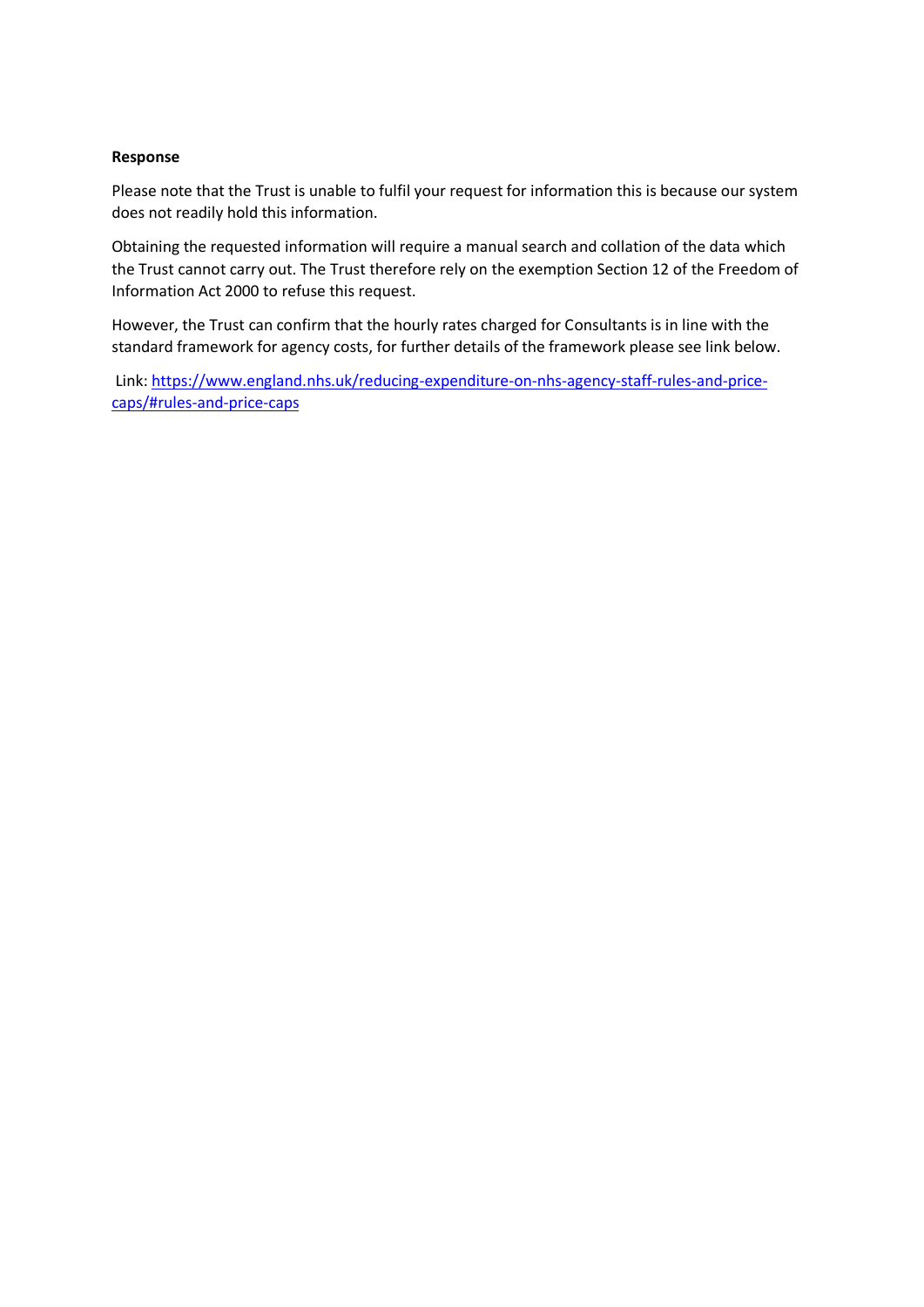**Response**

Please note that the Trust is unable to fulfil your request for information this is because our system does not readily hold this information.

Obtaining the requested information will require a manual search and collation of the data which the Trust cannot carry out. The Trust therefore rely on the exemption Section 12 of the Freedom of Information Act 2000 to refuse this request.

However, the Trust can confirm that the hourly rates charged for Consultants is in line with the standard framework for agency costs, for further details of the framework please see link below.

Link: [https://www.england.nhs.uk/reducing-expenditure-on-nhs-agency-staff-rules-and-price-caps/#rules-and-price-caps](https://www.england.nhs.uk/reducing-expenditure-on-nhs-agency-staff-rules-and-price-caps/#rules-and-price-caps)